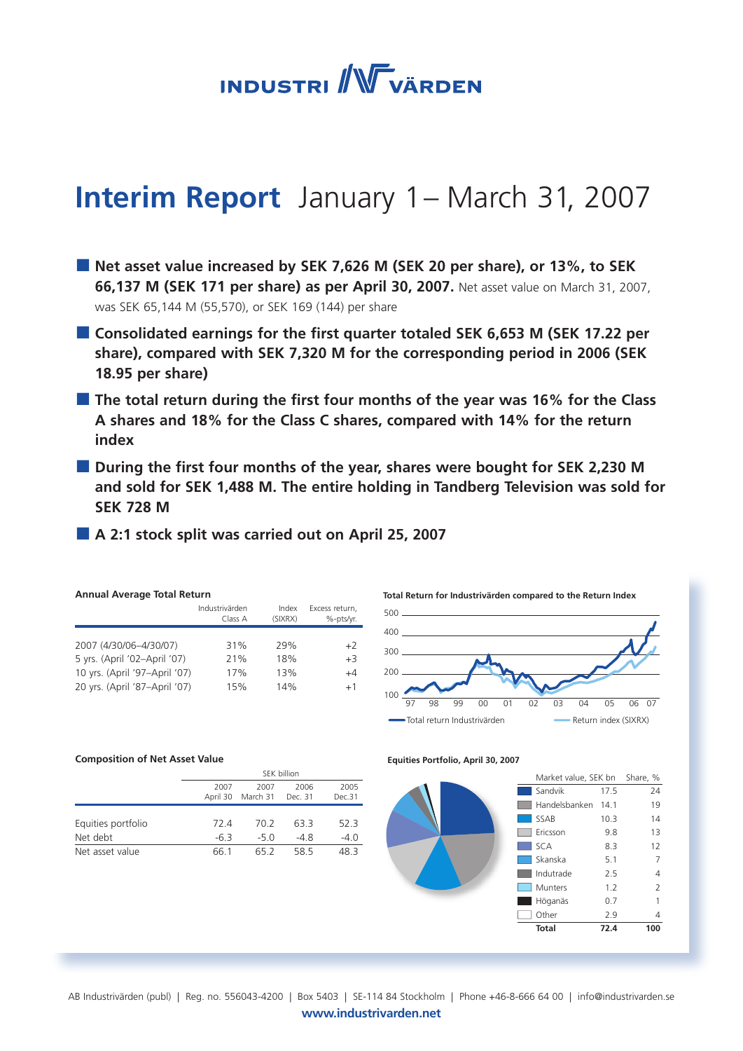# INDUSTRIVÄRDEN

# Interim Report January 1 – March 31, 2007

- **Net asset value increased by SEK 7,626 M (SEK 20 per share), or 13%, to SEK 66,137 M (SEK 171 per share) as per April 30, 2007.** Net asset value on March 31, 2007, was SEK 65,144 M (55,570), or SEK 169 (144) per share
- **Consolidated earnings for the first quarter totaled SEK 6,653 M (SEK 17.22 per share), compared with SEK 7,320 M for the corresponding period in 2006 (SEK 18.95 per share)**
- **The total return during the first four months of the year was 16% for the Class A shares and 18% for the Class C shares, compared with 14% for the return index**
- **During the first four months of the year, shares were bought for SEK 2,230 M and sold for SEK 1,488 M. The entire holding in Tandberg Television was sold for SEK 728 M**
- **A 2:1 stock split was carried out on April 25, 2007**

**Annual Average Total Return**

| | Industrivärden Class A | Index (SIXRX) | Excess return, %-pts/yr. |
|---|---|---|---|
| 2007 (4/30/06–4/30/07) | 31% | 29% | +2 |
| 5 yrs. (April '02–April '07) | 21% | 18% | +3 |
| 10 yrs. (April '97–April '07) | 17% | 13% | +4 |
| 20 yrs. (April '87–April '07) | 15% | 14% | +1 |

**Total Return for Industrivärden compared to the Return Index**

Total return Industrivärden — Return index (SIXRX)

**Composition of Net Asset Value**

| | SEK billion | | | |
|---|---|---|---|---|
| | 2007 April 30 | 2007 March 31 | 2006 Dec. 31 | 2005 Dec.31 |
| Equities portfolio | 72.4 | 70.2 | 63.3 | 52.3 |
| Net debt | -6.3 | -5.0 | -4.8 | -4.0 |
| Net asset value | 66.1 | 65.2 | 58.5 | 48.3 |

**Equities Portfolio, April 30, 2007**

| | Market value, SEK bn | Share, % |
|---|---|---|
| Sandvik | 17.5 | 24 |
| Handelsbanken | 14.1 | 19 |
| SSAB | 10.3 | 14 |
| Ericsson | 9.8 | 13 |
| SCA | 8.3 | 12 |
| Skanska | 5.1 | 7 |
| Indutrade | 2.5 | 4 |
| Munters | 1.2 | 2 |
| Höganäs | 0.7 | 1 |
| Other | 2.9 | 4 |
| **Total** | **72.4** | **100** |

AB Industrivärden (publ) | Reg. no. 556043-4200 | Box 5403 | SE-114 84 Stockholm | Phone +46-8-666 64 00 | info@industrivarden.se

**www.industrivarden.net**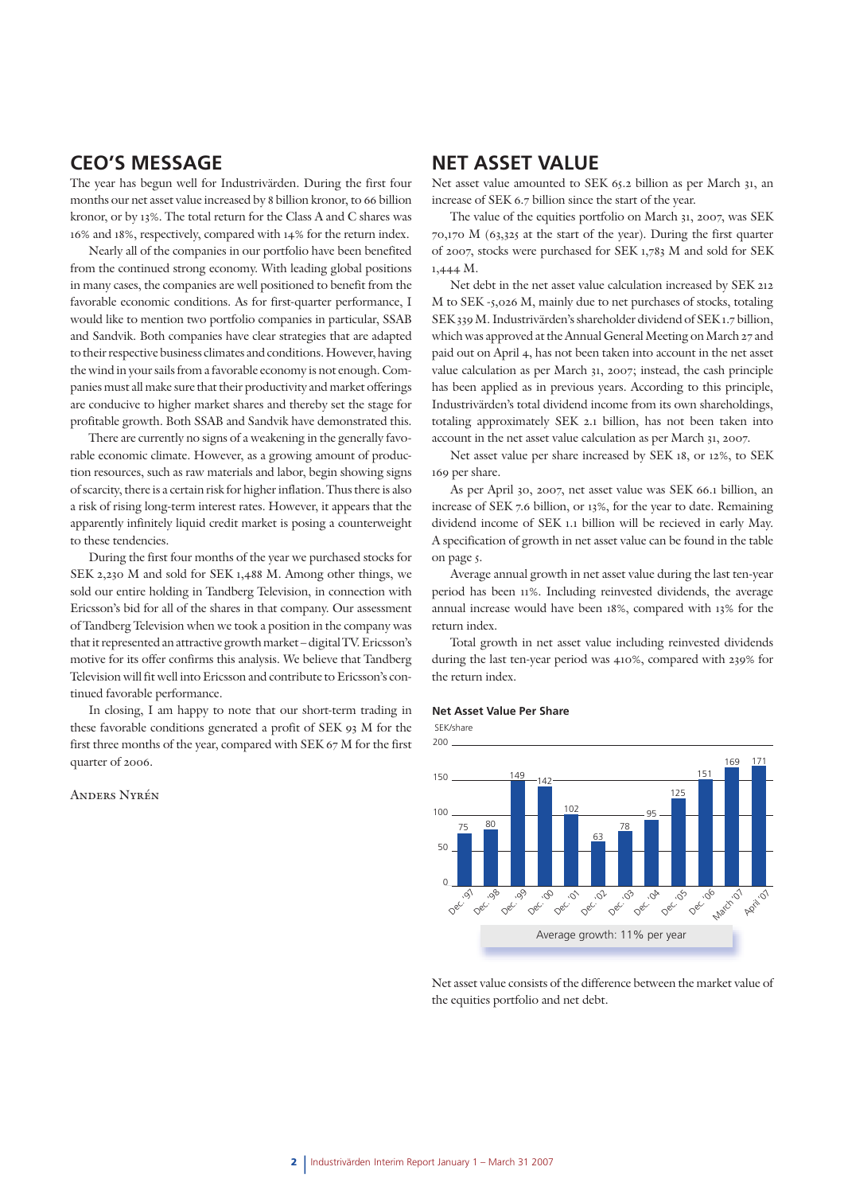## CEO'S MESSAGE

The year has begun well for Industrivärden. During the first four months our net asset value increased by 8 billion kronor, to 66 billion kronor, or by 13%. The total return for the Class A and C shares was 16% and 18%, respectively, compared with 14% for the return index.

Nearly all of the companies in our portfolio have been benefited from the continued strong economy. With leading global positions in many cases, the companies are well positioned to benefit from the favorable economic conditions. As for first-quarter performance, I would like to mention two portfolio companies in particular, SSAB and Sandvik. Both companies have clear strategies that are adapted to their respective business climates and conditions. However, having the wind in your sails from a favorable economy is not enough. Companies must all make sure that their productivity and market offerings are conducive to higher market shares and thereby set the stage for profitable growth. Both SSAB and Sandvik have demonstrated this.

There are currently no signs of a weakening in the generally favorable economic climate. However, as a growing amount of production resources, such as raw materials and labor, begin showing signs of scarcity, there is a certain risk for higher inflation. Thus there is also a risk of rising long-term interest rates. However, it appears that the apparently infinitely liquid credit market is posing a counterweight to these tendencies.

During the first four months of the year we purchased stocks for SEK 2,230 M and sold for SEK 1,488 M. Among other things, we sold our entire holding in Tandberg Television, in connection with Ericsson's bid for all of the shares in that company. Our assessment of Tandberg Television when we took a position in the company was that it represented an attractive growth market – digital TV. Ericsson's motive for its offer confirms this analysis. We believe that Tandberg Television will fit well into Ericsson and contribute to Ericsson's continued favorable performance.

In closing, I am happy to note that our short-term trading in these favorable conditions generated a profit of SEK 93 M for the first three months of the year, compared with SEK 67 M for the first quarter of 2006.

Anders Nyrén

## NET ASSET VALUE

Net asset value amounted to SEK 65.2 billion as per March 31, an increase of SEK 6.7 billion since the start of the year.

The value of the equities portfolio on March 31, 2007, was SEK 70,170 M (63,325 at the start of the year). During the first quarter of 2007, stocks were purchased for SEK 1,783 M and sold for SEK 1,444 M.

Net debt in the net asset value calculation increased by SEK 212 M to SEK -5,026 M, mainly due to net purchases of stocks, totaling SEK 339 M. Industrivärden's shareholder dividend of SEK 1.7 billion, which was approved at the Annual General Meeting on March 27 and paid out on April 4, has not been taken into account in the net asset value calculation as per March 31, 2007; instead, the cash principle has been applied as in previous years. According to this principle, Industrivärden's total dividend income from its own shareholdings, totaling approximately SEK 2.1 billion, has not been taken into account in the net asset value calculation as per March 31, 2007.

Net asset value per share increased by SEK 18, or 12%, to SEK 169 per share.

As per April 30, 2007, net asset value was SEK 66.1 billion, an increase of SEK 7.6 billion, or 13%, for the year to date. Remaining dividend income of SEK 1.1 billion will be recieved in early May. A specification of growth in net asset value can be found in the table on page 5.

Average annual growth in net asset value during the last ten-year period has been 11%. Including reinvested dividends, the average annual increase would have been 18%, compared with 13% for the return index.

Total growth in net asset value including reinvested dividends during the last ten-year period was 410%, compared with 239% for the return index.

**Net Asset Value Per Share**

SEK/share

| Period | SEK/share |
|---|---|
| Dec. '97 | 75 |
| Dec. '98 | 80 |
| Dec. '99 | 149 |
| Dec. '00 | 142 |
| Dec. '01 | 102 |
| Dec. '02 | 63 |
| Dec. '03 | 78 |
| Dec. '04 | 95 |
| Dec. '05 | 125 |
| Dec. '06 | 151 |
| March '07 | 169 |
| April '07 | 171 |

Average growth: 11% per year

Net asset value consists of the difference between the market value of the equities portfolio and net debt.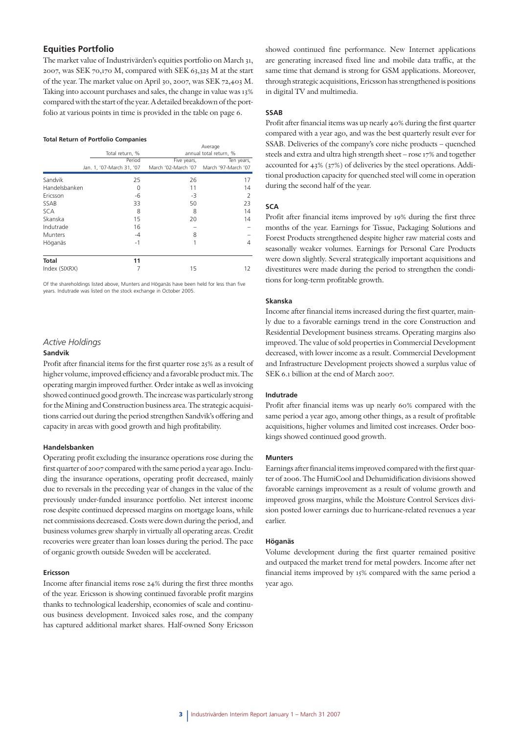## Equities Portfolio

The market value of Industrivärden's equities portfolio on March 31, 2007, was SEK 70,170 M, compared with SEK 63,325 M at the start of the year. The market value on April 30, 2007, was SEK 72,403 M. Taking into account purchases and sales, the change in value was 13% compared with the start of the year. A detailed breakdown of the portfolio at various points in time is provided in the table on page 6.

**Total Return of Portfolio Companies**

| | Total return, % | Average annual total return, % | |
|---|---|---|---|
| | Period Jan. 1, '07-March 31, '07 | Five years, March '02-March '07 | Ten years, March '97-March '07 |
| Sandvik | 25 | 26 | 17 |
| Handelsbanken | 0 | 11 | 14 |
| Ericsson | -6 | -3 | 2 |
| SSAB | 33 | 50 | 23 |
| SCA | 8 | 8 | 14 |
| Skanska | 15 | 20 | 14 |
| Indutrade | 16 | – | – |
| Munters | -4 | 8 | – |
| Höganäs | -1 | 1 | 4 |
| **Total** | **11** | | |
| Index (SIXRX) | 7 | 15 | 12 |

Of the shareholdings listed above, Munters and Höganäs have been held for less than five years. Indutrade was listed on the stock exchange in October 2005.

### *Active Holdings*

#### Sandvik

Profit after financial items for the first quarter rose 25% as a result of higher volume, improved efficiency and a favorable product mix. The operating margin improved further. Order intake as well as invoicing showed continued good growth. The increase was particularly strong for the Mining and Construction business area. The strategic acquisitions carried out during the period strengthen Sandvik's offering and capacity in areas with good growth and high profitability.

#### Handelsbanken

Operating profit excluding the insurance operations rose during the first quarter of 2007 compared with the same period a year ago. Including the insurance operations, operating profit decreased, mainly due to reversals in the preceding year of changes in the value of the previously under-funded insurance portfolio. Net interest income rose despite continued depressed margins on mortgage loans, while net commissions decreased. Costs were down during the period, and business volumes grew sharply in virtually all operating areas. Credit recoveries were greater than loan losses during the period. The pace of organic growth outside Sweden will be accelerated.

#### Ericsson

Income after financial items rose 24% during the first three months of the year. Ericsson is showing continued favorable profit margins thanks to technological leadership, economies of scale and continuous business development. Invoiced sales rose, and the company has captured additional market shares. Half-owned Sony Ericsson showed continued fine performance. New Internet applications are generating increased fixed line and mobile data traffic, at the same time that demand is strong for GSM applications. Moreover, through strategic acquisitions, Ericsson has strengthened is positions in digital TV and multimedia.

#### SSAB

Profit after financial items was up nearly 40% during the first quarter compared with a year ago, and was the best quarterly result ever for SSAB. Deliveries of the company's core niche products – quenched steels and extra and ultra high strength sheet – rose 17% and together accounted for 43% (37%) of deliveries by the steel operations. Additional production capacity for quenched steel will come in operation during the second half of the year.

#### SCA

Profit after financial items improved by 19% during the first three months of the year. Earnings for Tissue, Packaging Solutions and Forest Products strengthened despite higher raw material costs and seasonally weaker volumes. Earnings for Personal Care Products were down slightly. Several strategically important acquisitions and divestitures were made during the period to strengthen the conditions for long-term profitable growth.

#### Skanska

Income after financial items increased during the first quarter, mainly due to a favorable earnings trend in the core Construction and Residential Development business streams. Operating margins also improved. The value of sold properties in Commercial Development decreased, with lower income as a result. Commercial Development and Infrastructure Development projects showed a surplus value of SEK 6.1 billion at the end of March 2007.

#### Indutrade

Profit after financial items was up nearly 60% compared with the same period a year ago, among other things, as a result of profitable acquisitions, higher volumes and limited cost increases. Order bookings showed continued good growth.

#### Munters

Earnings after financial items improved compared with the first quarter of 2006. The HumiCool and Dehumidification divisions showed favorable earnings improvement as a result of volume growth and improved gross margins, while the Moisture Control Services division posted lower earnings due to hurricane-related revenues a year earlier.

#### Höganäs

Volume development during the first quarter remained positive and outpaced the market trend for metal powders. Income after net financial items improved by 15% compared with the same period a year ago.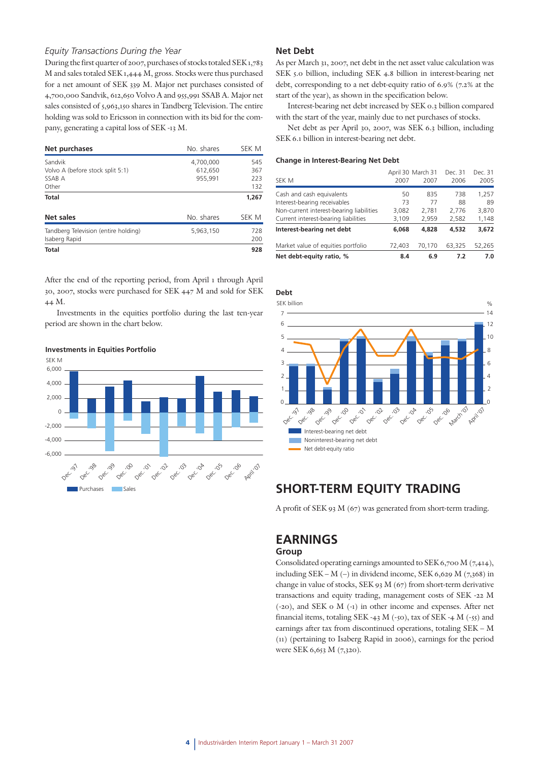*Equity Transactions During the Year*

During the first quarter of 2007, purchases of stocks totaled SEK 1,783 M and sales totaled SEK 1,444 M, gross. Stocks were thus purchased for a net amount of SEK 339 M. Major net purchases consisted of 4,700,000 Sandvik, 612,650 Volvo A and 955,991 SSAB A. Major net sales consisted of 5,963,150 shares in Tandberg Television. The entire holding was sold to Ericsson in connection with its bid for the company, generating a capital loss of SEK -13 M.

| Net purchases | No. shares | SEK M |
|---|---|---|
| Sandvik | 4,700,000 | 545 |
| Volvo A (before stock split 5:1) | 612,650 | 367 |
| SSAB A | 955,991 | 223 |
| Other | | 132 |
| **Total** | | **1,267** |

| Net sales | No. shares | SEK M |
|---|---|---|
| Tandberg Television (entire holding) | 5,963,150 | 728 |
| Isaberg Rapid | | 200 |
| **Total** | | **928** |

After the end of the reporting period, from April 1 through April 30, 2007, stocks were purchased for SEK 447 M and sold for SEK 44 M.

Investments in the equities portfolio during the last ten-year period are shown in the chart below.

**Investments in Equities Portfolio**

## Net Debt

As per March 31, 2007, net debt in the net asset value calculation was SEK 5.0 billion, including SEK 4.8 billion in interest-bearing net debt, corresponding to a net debt-equity ratio of 6.9% (7.2% at the start of the year), as shown in the specification below.

Interest-bearing net debt increased by SEK 0.3 billion compared with the start of the year, mainly due to net purchases of stocks.

Net debt as per April 30, 2007, was SEK 6.3 billion, including SEK 6.1 billion in interest-bearing net debt.

**Change in Interest-Bearing Net Debt**

| SEK M | April 30 2007 | March 31 2007 | Dec. 31 2006 | Dec. 31 2005 |
|---|---|---|---|---|
| Cash and cash equivalents | 50 | 835 | 738 | 1,257 |
| Interest-bearing receivables | 73 | 77 | 88 | 89 |
| Non-current interest-bearing liabilities | 3,082 | 2,781 | 2,776 | 3,870 |
| Current interest-bearing liabilities | 3,109 | 2,959 | 2,582 | 1,148 |
| **Interest-bearing net debt** | **6,068** | **4,828** | **4,532** | **3,672** |
| Market value of equities portfolio | 72,403 | 70,170 | 63,325 | 52,265 |
| **Net debt-equity ratio, %** | **8.4** | **6.9** | **7.2** | **7.0** |

**Debt**

## SHORT-TERM EQUITY TRADING

A profit of SEK 93 M (67) was generated from short-term trading.

## EARNINGS

### Group

Consolidated operating earnings amounted to SEK 6,700 M (7,414), including SEK – M (–) in dividend income, SEK 6,629 M (7,368) in change in value of stocks, SEK 93 M (67) from short-term derivative transactions and equity trading, management costs of SEK -22 M (-20), and SEK 0 M (-1) in other income and expenses. After net financial items, totaling SEK -43 M (-50), tax of SEK -4 M (-55) and earnings after tax from discontinued operations, totaling SEK – M (11) (pertaining to Isaberg Rapid in 2006), earnings for the period were SEK 6,653 M (7,320).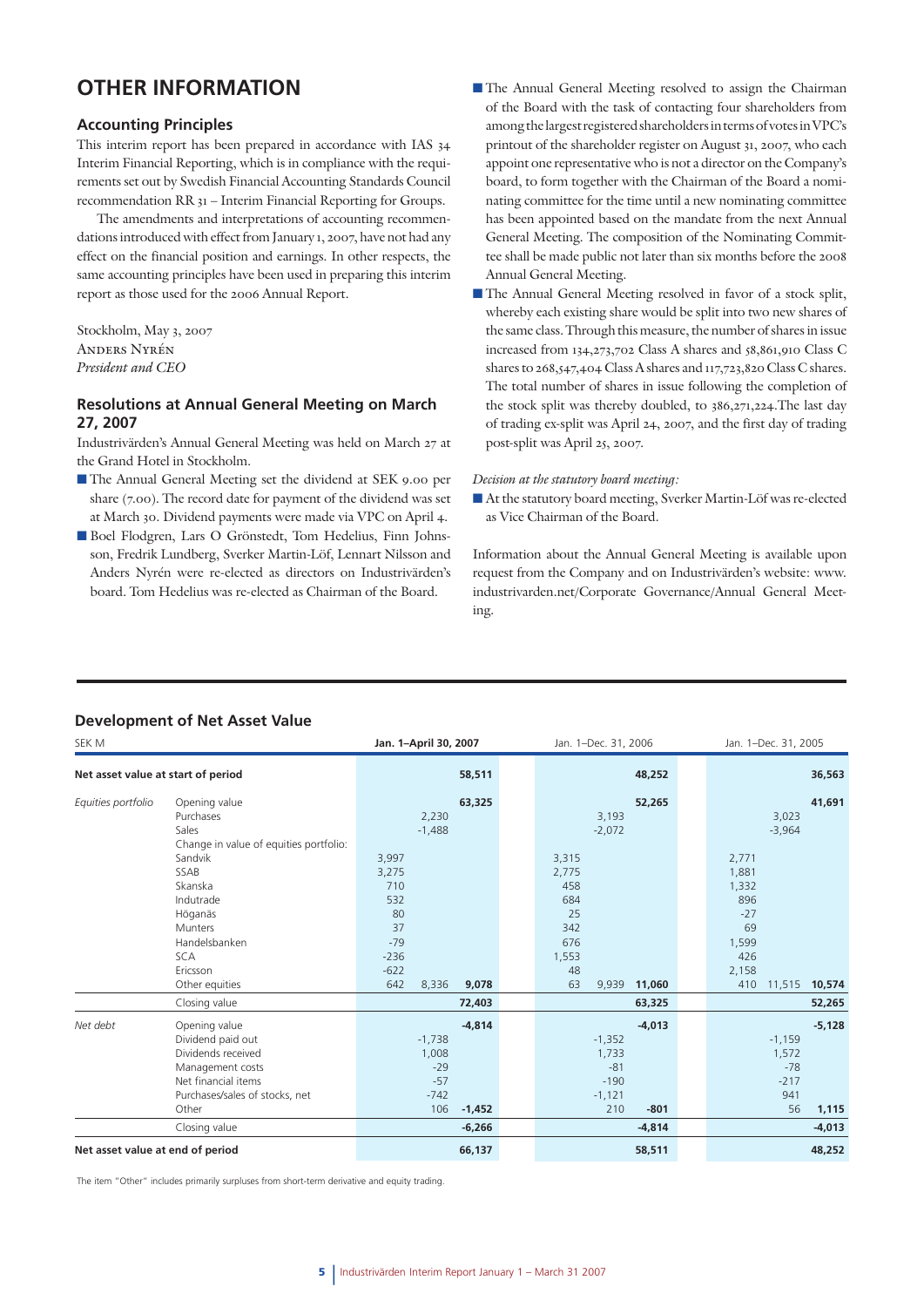# OTHER INFORMATION

## Accounting Principles

This interim report has been prepared in accordance with IAS 34 Interim Financial Reporting, which is in compliance with the requirements set out by Swedish Financial Accounting Standards Council recommendation RR 31 – Interim Financial Reporting for Groups.

The amendments and interpretations of accounting recommendations introduced with effect from January 1, 2007, have not had any effect on the financial position and earnings. In other respects, the same accounting principles have been used in preparing this interim report as those used for the 2006 Annual Report.

Stockholm, May 3, 2007
Anders Nyrén
*President and CEO*

## Resolutions at Annual General Meeting on March 27, 2007

Industrivärden's Annual General Meeting was held on March 27 at the Grand Hotel in Stockholm.

- The Annual General Meeting set the dividend at SEK 9.00 per share (7.00). The record date for payment of the dividend was set at March 30. Dividend payments were made via VPC on April 4.
- Boel Flodgren, Lars O Grönstedt, Tom Hedelius, Finn Johnsson, Fredrik Lundberg, Sverker Martin-Löf, Lennart Nilsson and Anders Nyrén were re-elected as directors on Industrivärden's board. Tom Hedelius was re-elected as Chairman of the Board.
- The Annual General Meeting resolved to assign the Chairman of the Board with the task of contacting four shareholders from among the largest registered shareholders in terms of votes in VPC's printout of the shareholder register on August 31, 2007, who each appoint one representative who is not a director on the Company's board, to form together with the Chairman of the Board a nominating committee for the time until a new nominating committee has been appointed based on the mandate from the next Annual General Meeting. The composition of the Nominating Committee shall be made public not later than six months before the 2008 Annual General Meeting.
- The Annual General Meeting resolved in favor of a stock split, whereby each existing share would be split into two new shares of the same class. Through this measure, the number of shares in issue increased from 134,273,702 Class A shares and 58,861,910 Class C shares to 268,547,404 Class A shares and 117,723,820 Class C shares. The total number of shares in issue following the completion of the stock split was thereby doubled, to 386,271,224. The last day of trading ex-split was April 24, 2007, and the first day of trading post-split was April 25, 2007.

*Decision at the statutory board meeting:*

- At the statutory board meeting, Sverker Martin-Löf was re-elected as Vice Chairman of the Board.

Information about the Annual General Meeting is available upon request from the Company and on Industrivärden's website: www.industrivarden.net/Corporate Governance/Annual General Meeting.

## Development of Net Asset Value

| SEK M | | Jan. 1–April 30, 2007 | | | Jan. 1–Dec. 31, 2006 | | | Jan. 1–Dec. 31, 2005 | | |
|---|---|---|---|---|---|---|---|---|---|---|
| **Net asset value at start of period** | | | | **58,511** | | | **48,252** | | | **36,563** |
| *Equities portfolio* | Opening value | | | **63,325** | | | **52,265** | | | **41,691** |
| | Purchases | | 2,230 | | | 3,193 | | | 3,023 | |
| | Sales | | -1,488 | | | -2,072 | | | -3,964 | |
| | Change in value of equities portfolio: | | | | | | | | | |
| | Sandvik | 3,997 | | | 3,315 | | | 2,771 | | |
| | SSAB | 3,275 | | | 2,775 | | | 1,881 | | |
| | Skanska | 710 | | | 458 | | | 1,332 | | |
| | Indutrade | 532 | | | 684 | | | 896 | | |
| | Höganäs | 80 | | | 25 | | | -27 | | |
| | Munters | 37 | | | 342 | | | 69 | | |
| | Handelsbanken | -79 | | | 676 | | | 1,599 | | |
| | SCA | -236 | | | 1,553 | | | 426 | | |
| | Ericsson | -622 | | | 48 | | | 2,158 | | |
| | Other equities | 642 | 8,336 | 9,078 | 63 | 9,939 | 11,060 | 410 | 11,515 | 10,574 |
| | Closing value | | | **72,403** | | | **63,325** | | | **52,265** |
| *Net debt* | Opening value | | | **-4,814** | | | **-4,013** | | | **-5,128** |
| | Dividend paid out | | -1,738 | | | -1,352 | | | -1,159 | |
| | Dividends received | | 1,008 | | | 1,733 | | | 1,572 | |
| | Management costs | | -29 | | | -81 | | | -78 | |
| | Net financial items | | -57 | | | -190 | | | -217 | |
| | Purchases/sales of stocks, net | | -742 | | | -1,121 | | | 941 | |
| | Other | | 106 | -1,452 | | 210 | -801 | | 56 | 1,115 |
| | Closing value | | | **-6,266** | | | **-4,814** | | | **-4,013** |
| **Net asset value at end of period** | | | | **66,137** | | | **58,511** | | | **48,252** |

The item "Other" includes primarily surpluses from short-term derivative and equity trading.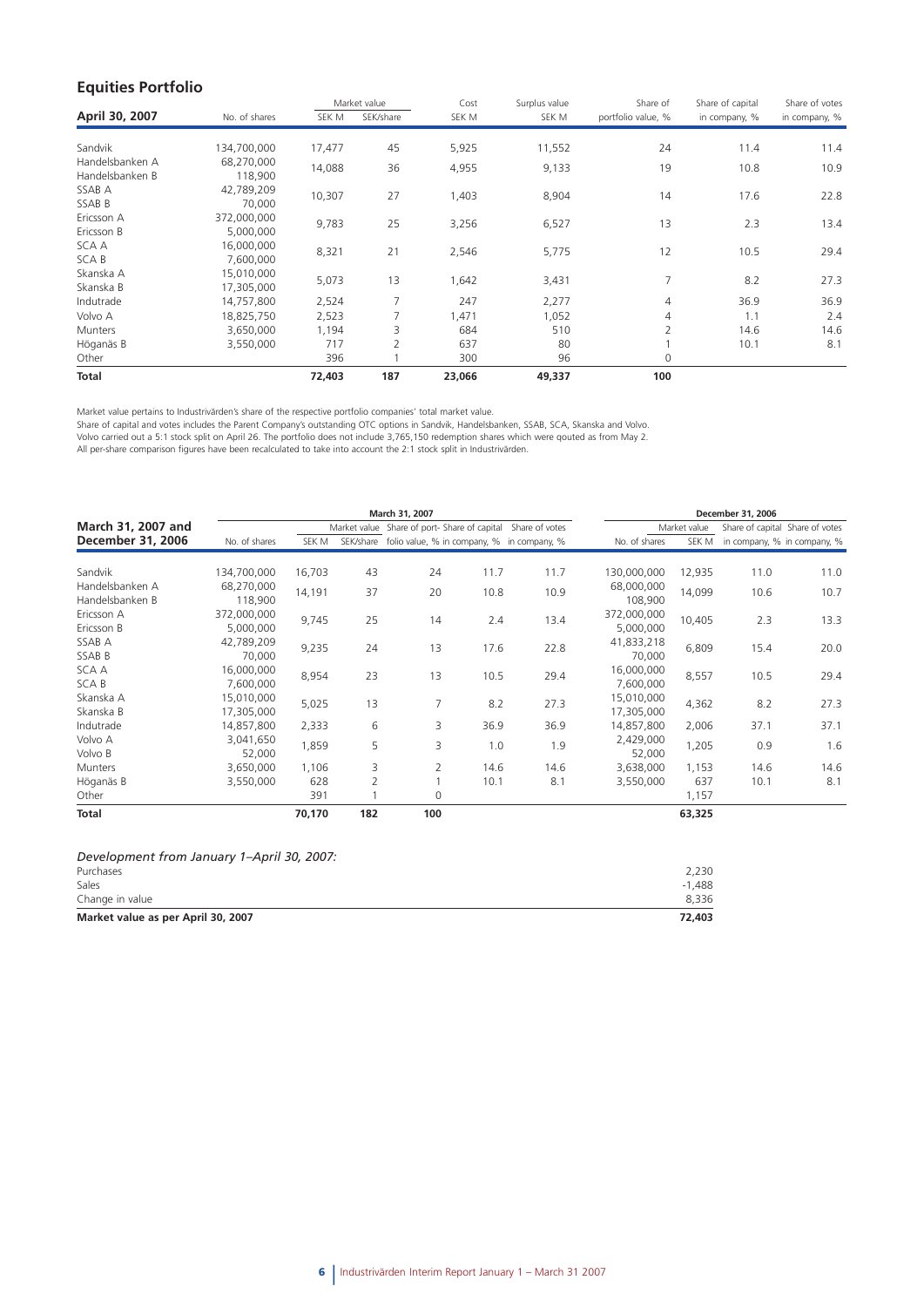## Equities Portfolio

| April 30, 2007 | No. of shares | Market value SEK M | Market value SEK/share | Cost SEK M | Surplus value SEK M | Share of portfolio value, % | Share of capital in company, % | Share of votes in company, % |
|---|---|---|---|---|---|---|---|---|
| Sandvik | 134,700,000 | 17,477 | 45 | 5,925 | 11,552 | 24 | 11.4 | 11.4 |
| Handelsbanken A | 68,270,000 | 14,088 | 36 | 4,955 | 9,133 | 19 | 10.8 | 10.9 |
| Handelsbanken B | 118,900 | | | | | | | |
| SSAB A | 42,789,209 | 10,307 | 27 | 1,403 | 8,904 | 14 | 17.6 | 22.8 |
| SSAB B | 70,000 | | | | | | | |
| Ericsson A | 372,000,000 | 9,783 | 25 | 3,256 | 6,527 | 13 | 2.3 | 13.4 |
| Ericsson B | 5,000,000 | | | | | | | |
| SCA A | 16,000,000 | 8,321 | 21 | 2,546 | 5,775 | 12 | 10.5 | 29.4 |
| SCA B | 7,600,000 | | | | | | | |
| Skanska A | 15,010,000 | 5,073 | 13 | 1,642 | 3,431 | 7 | 8.2 | 27.3 |
| Skanska B | 17,305,000 | | | | | | | |
| Indutrade | 14,757,800 | 2,524 | 7 | 247 | 2,277 | 4 | 36.9 | 36.9 |
| Volvo A | 18,825,750 | 2,523 | 7 | 1,471 | 1,052 | 4 | 1.1 | 2.4 |
| Munters | 3,650,000 | 1,194 | 3 | 684 | 510 | 2 | 14.6 | 14.6 |
| Höganäs B | 3,550,000 | 717 | 2 | 637 | 80 | 1 | 10.1 | 8.1 |
| Other | | 396 | 1 | 300 | 96 | 0 | | |
| **Total** | | **72,403** | **187** | **23,066** | **49,337** | **100** | | |

Market value pertains to Industrivärden's share of the respective portfolio companies' total market value.
Share of capital and votes includes the Parent Company's outstanding OTC options in Sandvik, Handelsbanken, SSAB, SCA, Skanska and Volvo.
Volvo carried out a 5:1 stock split on April 26. The portfolio does not include 3,765,150 redemption shares which were qouted as from May 2.
All per-share comparison figures have been recalculated to take into account the 2:1 stock split in Industrivärden.

| March 31, 2007 and December 31, 2006 | March 31, 2007 | | | | | | December 31, 2006 | | | |
|---|---|---|---|---|---|---|---|---|---|---|
| | No. of shares | Market value SEK M | Market value SEK/share | Share of portfolio value, % | Share of capital in company, % | Share of votes in company, % | No. of shares | Market value SEK M | Share of capital in company, % | Share of votes in company, % |
| Sandvik | 134,700,000 | 16,703 | 43 | 24 | 11.7 | 11.7 | 130,000,000 | 12,935 | 11.0 | 11.0 |
| Handelsbanken A | 68,270,000 | 14,191 | 37 | 20 | 10.8 | 10.9 | 68,000,000 | 14,099 | 10.6 | 10.7 |
| Handelsbanken B | 118,900 | | | | | | 108,900 | | | |
| Ericsson A | 372,000,000 | 9,745 | 25 | 14 | 2.4 | 13.4 | 372,000,000 | 10,405 | 2.3 | 13.3 |
| Ericsson B | 5,000,000 | | | | | | 5,000,000 | | | |
| SSAB A | 42,789,209 | 9,235 | 24 | 13 | 17.6 | 22.8 | 41,833,218 | 6,809 | 15.4 | 20.0 |
| SSAB B | 70,000 | | | | | | 70,000 | | | |
| SCA A | 16,000,000 | 8,954 | 23 | 13 | 10.5 | 29.4 | 16,000,000 | 8,557 | 10.5 | 29.4 |
| SCA B | 7,600,000 | | | | | | 7,600,000 | | | |
| Skanska A | 15,010,000 | 5,025 | 13 | 7 | 8.2 | 27.3 | 15,010,000 | 4,362 | 8.2 | 27.3 |
| Skanska B | 17,305,000 | | | | | | 17,305,000 | | | |
| Indutrade | 14,857,800 | 2,333 | 6 | 3 | 36.9 | 36.9 | 14,857,800 | 2,006 | 37.1 | 37.1 |
| Volvo A | 3,041,650 | 1,859 | 5 | 3 | 1.0 | 1.9 | 2,429,000 | 1,205 | 0.9 | 1.6 |
| Volvo B | 52,000 | | | | | | 52,000 | | | |
| Munters | 3,650,000 | 1,106 | 3 | 2 | 14.6 | 14.6 | 3,638,000 | 1,153 | 14.6 | 14.6 |
| Höganäs B | 3,550,000 | 628 | 2 | 1 | 10.1 | 8.1 | 3,550,000 | 637 | 10.1 | 8.1 |
| Other | | 391 | 1 | 0 | | | | 1,157 | | |
| **Total** | | **70,170** | **182** | **100** | | | | **63,325** | | |

*Development from January 1–April 30, 2007:*

| | |
|---|---|
| Purchases | 2,230 |
| Sales | -1,488 |
| Change in value | 8,336 |
| **Market value as per April 30, 2007** | **72,403** |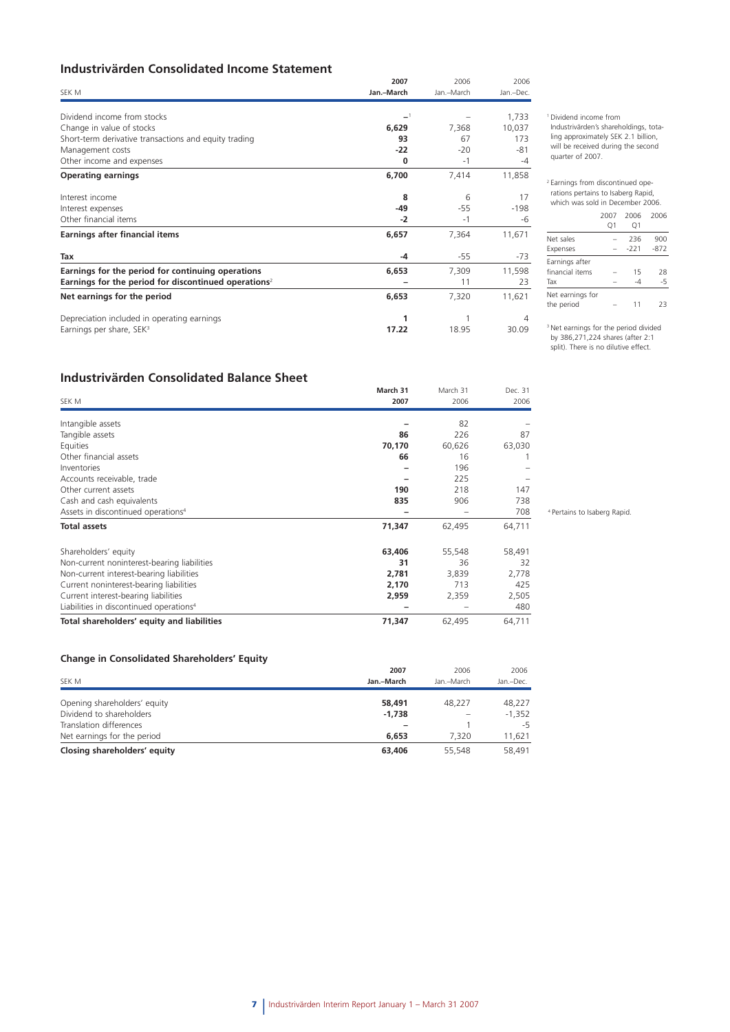## Industrivärden Consolidated Income Statement

| SEK M | 2007 Jan.–March | 2006 Jan.–March | 2006 Jan.–Dec. |
|---|---|---|---|
| Dividend income from stocks | –[1] | – | 1,733 |
| Change in value of stocks | **6,629** | 7,368 | 10,037 |
| Short-term derivative transactions and equity trading | **93** | 67 | 173 |
| Management costs | **-22** | -20 | -81 |
| Other income and expenses | **0** | -1 | -4 |
| **Operating earnings** | **6,700** | 7,414 | 11,858 |
| Interest income | **8** | 6 | 17 |
| Interest expenses | **-49** | -55 | -198 |
| Other financial items | **-2** | -1 | -6 |
| **Earnings after financial items** | **6,657** | 7,364 | 11,671 |
| **Tax** | **-4** | -55 | -73 |
| **Earnings for the period for continuing operations** | **6,653** | 7,309 | 11,598 |
| **Earnings for the period for discontinued operations**[2] | **–** | 11 | 23 |
| **Net earnings for the period** | **6,653** | 7,320 | 11,621 |
| Depreciation included in operating earnings | **1** | 1 | 4 |
| Earnings per share, SEK[3] | **17.22** | 18.95 | 30.09 |

[1] Dividend income from Industrivärden's shareholdings, totaling approximately SEK 2.1 billion, will be received during the second quarter of 2007.

[2] Earnings from discontinued operations pertains to Isaberg Rapid, which was sold in December 2006.

| | 2007 Q1 | 2006 Q1 | 2006 |
|---|---|---|---|
| Net sales | – | 236 | 900 |
| Expenses | – | -221 | -872 |
| Earnings after financial items | – | 15 | 28 |
| Tax | – | -4 | -5 |
| Net earnings for the period | – | 11 | 23 |

[3] Net earnings for the period divided by 386,271,224 shares (after 2:1 split). There is no dilutive effect.

## Industrivärden Consolidated Balance Sheet

| SEK M | March 31 2007 | March 31 2006 | Dec. 31 2006 |
|---|---|---|---|
| Intangible assets | **–** | 82 | – |
| Tangible assets | **86** | 226 | 87 |
| Equities | **70,170** | 60,626 | 63,030 |
| Other financial assets | **66** | 16 | 1 |
| Inventories | **–** | 196 | – |
| Accounts receivable, trade | **–** | 225 | – |
| Other current assets | **190** | 218 | 147 |
| Cash and cash equivalents | **835** | 906 | 738 |
| Assets in discontinued operations[4] | **–** | – | 708 |
| **Total assets** | **71,347** | 62,495 | 64,711 |
| Shareholders' equity | **63,406** | 55,548 | 58,491 |
| Non-current noninterest-bearing liabilities | **31** | 36 | 32 |
| Non-current interest-bearing liabilities | **2,781** | 3,839 | 2,778 |
| Current noninterest-bearing liabilities | **2,170** | 713 | 425 |
| Current interest-bearing liabilities | **2,959** | 2,359 | 2,505 |
| Liabilities in discontinued operations[4] | **–** | – | 480 |
| **Total shareholders' equity and liabilities** | **71,347** | 62,495 | 64,711 |

[4] Pertains to Isaberg Rapid.

### Change in Consolidated Shareholders' Equity

| SEK M | 2007 Jan.–March | 2006 Jan.–March | 2006 Jan.–Dec. |
|---|---|---|---|
| Opening shareholders' equity | **58,491** | 48,227 | 48,227 |
| Dividend to shareholders | **-1,738** | – | -1,352 |
| Translation differences | **–** | 1 | -5 |
| Net earnings for the period | **6,653** | 7,320 | 11,621 |
| **Closing shareholders' equity** | **63,406** | 55,548 | 58,491 |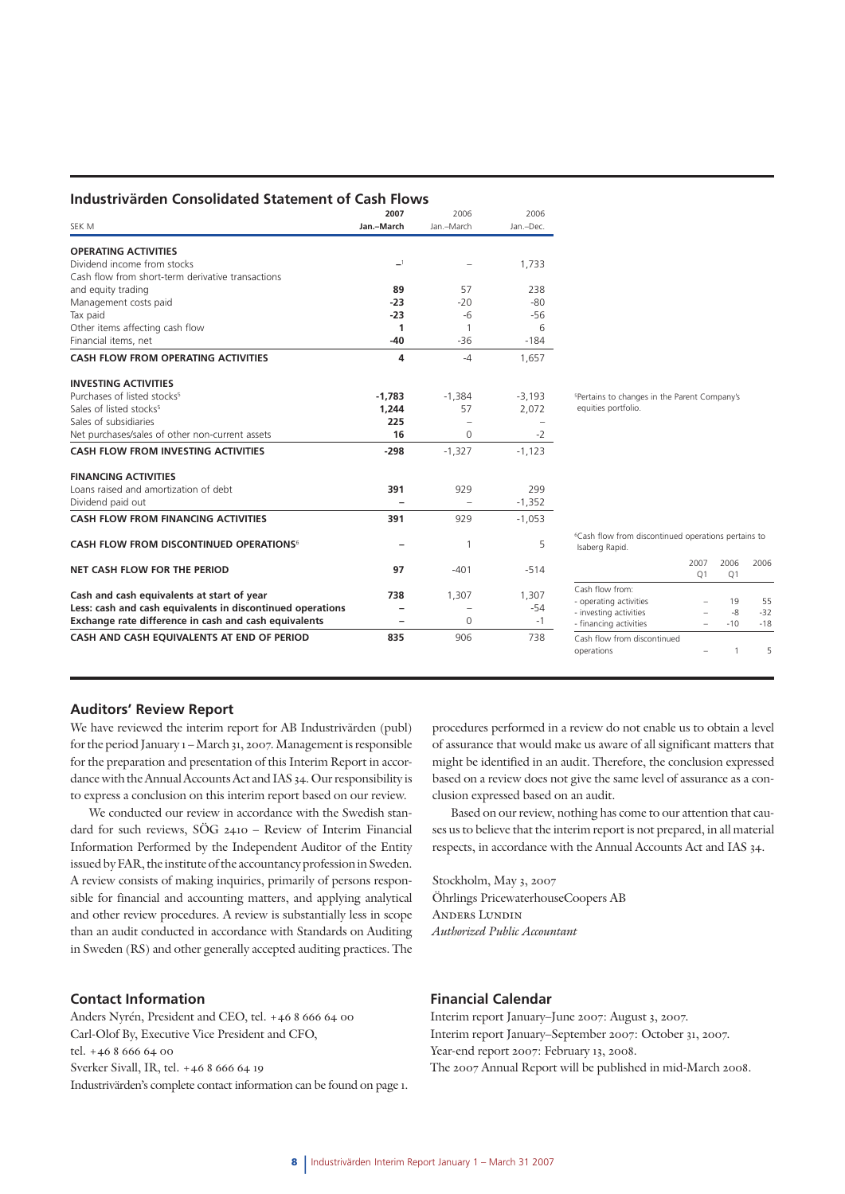## Industrivärden Consolidated Statement of Cash Flows

| SEK M | 2007 Jan.–March | 2006 Jan.–March | 2006 Jan.–Dec. |
|---|---|---|---|
| **OPERATING ACTIVITIES** | | | |
| Dividend income from stocks | –[1] | – | 1,733 |
| Cash flow from short-term derivative transactions and equity trading | **89** | 57 | 238 |
| Management costs paid | **-23** | -20 | -80 |
| Tax paid | **-23** | -6 | -56 |
| Other items affecting cash flow | **1** | 1 | 6 |
| Financial items, net | **-40** | -36 | -184 |
| **CASH FLOW FROM OPERATING ACTIVITIES** | **4** | -4 | 1,657 |
| **INVESTING ACTIVITIES** | | | |
| Purchases of listed stocks[5] | **-1,783** | -1,384 | -3,193 |
| Sales of listed stocks[5] | **1,244** | 57 | 2,072 |
| Sales of subsidiaries | **225** | – | – |
| Net purchases/sales of other non-current assets | **16** | 0 | -2 |
| **CASH FLOW FROM INVESTING ACTIVITIES** | **-298** | -1,327 | -1,123 |
| **FINANCING ACTIVITIES** | | | |
| Loans raised and amortization of debt | **391** | 929 | 299 |
| Dividend paid out | **–** | – | -1,352 |
| **CASH FLOW FROM FINANCING ACTIVITIES** | **391** | 929 | -1,053 |
| **CASH FLOW FROM DISCONTINUED OPERATIONS[6]** | **–** | 1 | 5 |
| **NET CASH FLOW FOR THE PERIOD** | **97** | -401 | -514 |
| **Cash and cash equivalents at start of year** | **738** | 1,307 | 1,307 |
| **Less: cash and cash equivalents in discontinued operations** | **–** | – | -54 |
| **Exchange rate difference in cash and cash equivalents** | **–** | 0 | -1 |
| **CASH AND CASH EQUIVALENTS AT END OF PERIOD** | **835** | 906 | 738 |

[5]Pertains to changes in the Parent Company's equities portfolio.

[6]Cash flow from discontinued operations pertains to Isaberg Rapid.

| | 2007 Q1 | 2006 Q1 | 2006 |
|---|---|---|---|
| Cash flow from: | | | |
| - operating activities | – | 19 | 55 |
| - investing activities | – | -8 | -32 |
| - financing activities | – | -10 | -18 |
| Cash flow from discontinued operations | – | 1 | 5 |

## Auditors' Review Report

We have reviewed the interim report for AB Industrivärden (publ) for the period January 1 – March 31, 2007. Management is responsible for the preparation and presentation of this Interim Report in accordance with the Annual Accounts Act and IAS 34. Our responsibility is to express a conclusion on this interim report based on our review.

We conducted our review in accordance with the Swedish standard for such reviews, SÖG 2410 – Review of Interim Financial Information Performed by the Independent Auditor of the Entity issued by FAR, the institute of the accountancy profession in Sweden. A review consists of making inquiries, primarily of persons responsible for financial and accounting matters, and applying analytical and other review procedures. A review is substantially less in scope than an audit conducted in accordance with Standards on Auditing in Sweden (RS) and other generally accepted auditing practices. The procedures performed in a review do not enable us to obtain a level of assurance that would make us aware of all significant matters that might be identified in an audit. Therefore, the conclusion expressed based on a review does not give the same level of assurance as a conclusion expressed based on an audit.

Based on our review, nothing has come to our attention that causes us to believe that the interim report is not prepared, in all material respects, in accordance with the Annual Accounts Act and IAS 34.

Stockholm, May 3, 2007
Öhrlings PricewaterhouseCoopers AB
Anders Lundin
*Authorized Public Accountant*

## Contact Information

Anders Nyrén, President and CEO, tel. +46 8 666 64 00
Carl-Olof By, Executive Vice President and CFO, tel. +46 8 666 64 00
Sverker Sivall, IR, tel. +46 8 666 64 19
Industrivärden's complete contact information can be found on page 1.

## Financial Calendar

Interim report January–June 2007: August 3, 2007.
Interim report January–September 2007: October 31, 2007.
Year-end report 2007: February 13, 2008.
The 2007 Annual Report will be published in mid-March 2008.